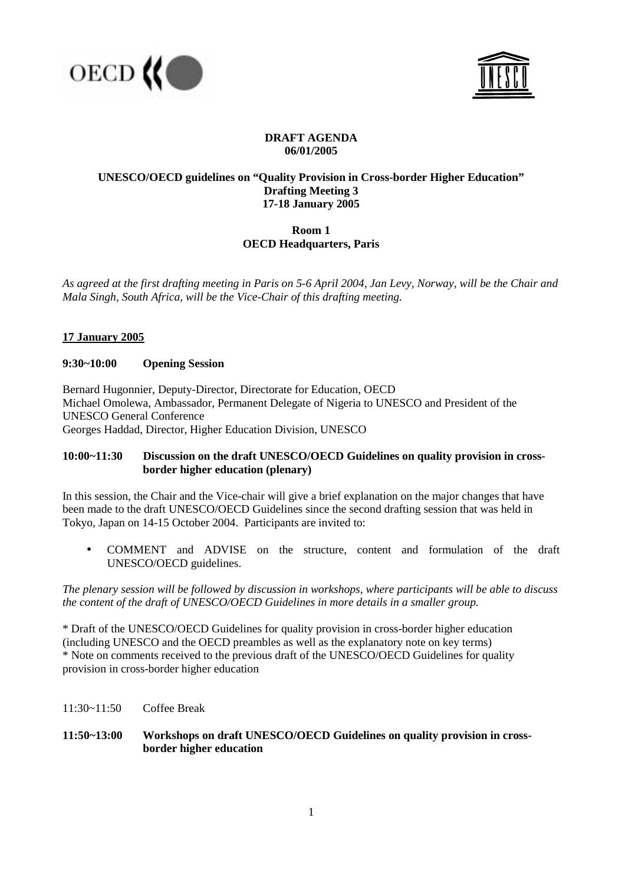**DRAFT AGENDA**
**06/01/2005**

**UNESCO/OECD guidelines on "Quality Provision in Cross-border Higher Education"**
**Drafting Meeting 3**
**17-18 January 2005**

**Room 1**
**OECD Headquarters, Paris**

*As agreed at the first drafting meeting in Paris on 5-6 April 2004, Jan Levy, Norway, will be the Chair and Mala Singh, South Africa, will be the Vice-Chair of this drafting meeting.*

## 17 January 2005

### 9:30~10:00 Opening Session

Bernard Hugonnier, Deputy-Director, Directorate for Education, OECD
Michael Omolewa, Ambassador, Permanent Delegate of Nigeria to UNESCO and President of the UNESCO General Conference
Georges Haddad, Director, Higher Education Division, UNESCO

### 10:00~11:30 Discussion on the draft UNESCO/OECD Guidelines on quality provision in cross-border higher education (plenary)

In this session, the Chair and the Vice-chair will give a brief explanation on the major changes that have been made to the draft UNESCO/OECD Guidelines since the second drafting session that was held in Tokyo, Japan on 14-15 October 2004. Participants are invited to:

- COMMENT and ADVISE on the structure, content and formulation of the draft UNESCO/OECD guidelines.

*The plenary session will be followed by discussion in workshops, where participants will be able to discuss the content of the draft of UNESCO/OECD Guidelines in more details in a smaller group.*

* Draft of the UNESCO/OECD Guidelines for quality provision in cross-border higher education (including UNESCO and the OECD preambles as well as the explanatory note on key terms)
* Note on comments received to the previous draft of the UNESCO/OECD Guidelines for quality provision in cross-border higher education

11:30~11:50 Coffee Break

### 11:50~13:00 Workshops on draft UNESCO/OECD Guidelines on quality provision in cross-border higher education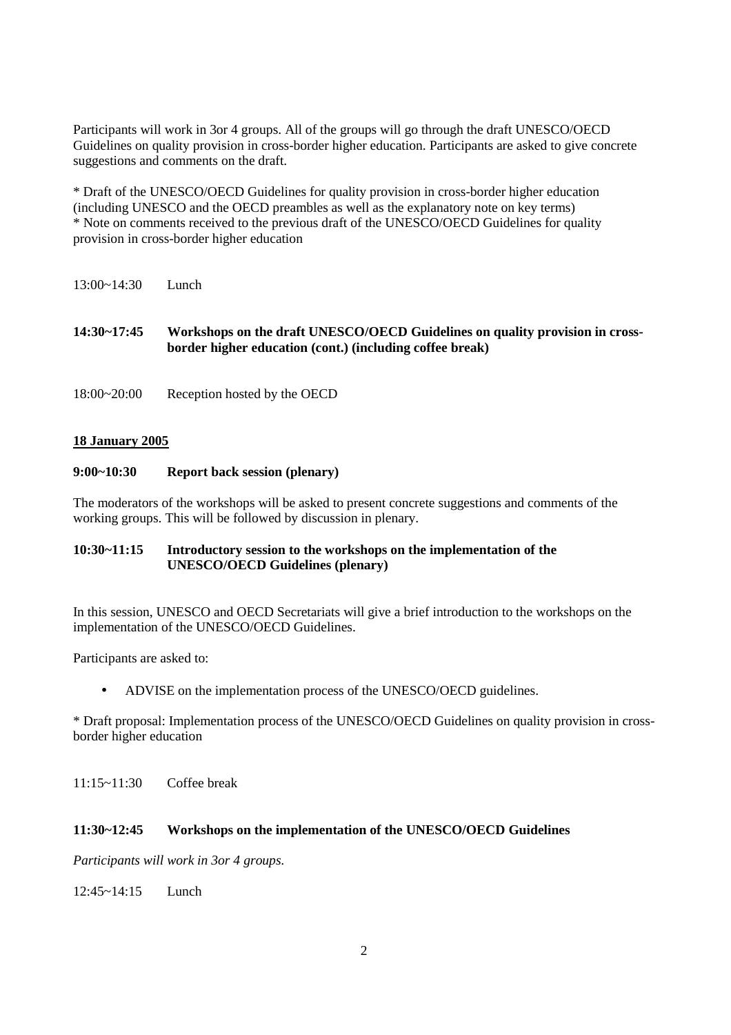Participants will work in 3or 4 groups. All of the groups will go through the draft UNESCO/OECD Guidelines on quality provision in cross-border higher education. Participants are asked to give concrete suggestions and comments on the draft.

* Draft of the UNESCO/OECD Guidelines for quality provision in cross-border higher education (including UNESCO and the OECD preambles as well as the explanatory note on key terms)
* Note on comments received to the previous draft of the UNESCO/OECD Guidelines for quality provision in cross-border higher education

13:00~14:30 Lunch

**14:30~17:45 Workshops on the draft UNESCO/OECD Guidelines on quality provision in cross-border higher education (cont.) (including coffee break)**

18:00~20:00 Reception hosted by the OECD

**<u>18 January 2005</u>**

**9:00~10:30 Report back session (plenary)**

The moderators of the workshops will be asked to present concrete suggestions and comments of the working groups. This will be followed by discussion in plenary.

**10:30~11:15 Introductory session to the workshops on the implementation of the UNESCO/OECD Guidelines (plenary)**

In this session, UNESCO and OECD Secretariats will give a brief introduction to the workshops on the implementation of the UNESCO/OECD Guidelines.

Participants are asked to:

- ADVISE on the implementation process of the UNESCO/OECD guidelines.

* Draft proposal: Implementation process of the UNESCO/OECD Guidelines on quality provision in cross-border higher education

11:15~11:30 Coffee break

**11:30~12:45 Workshops on the implementation of the UNESCO/OECD Guidelines**

*Participants will work in 3or 4 groups.*

12:45~14:15 Lunch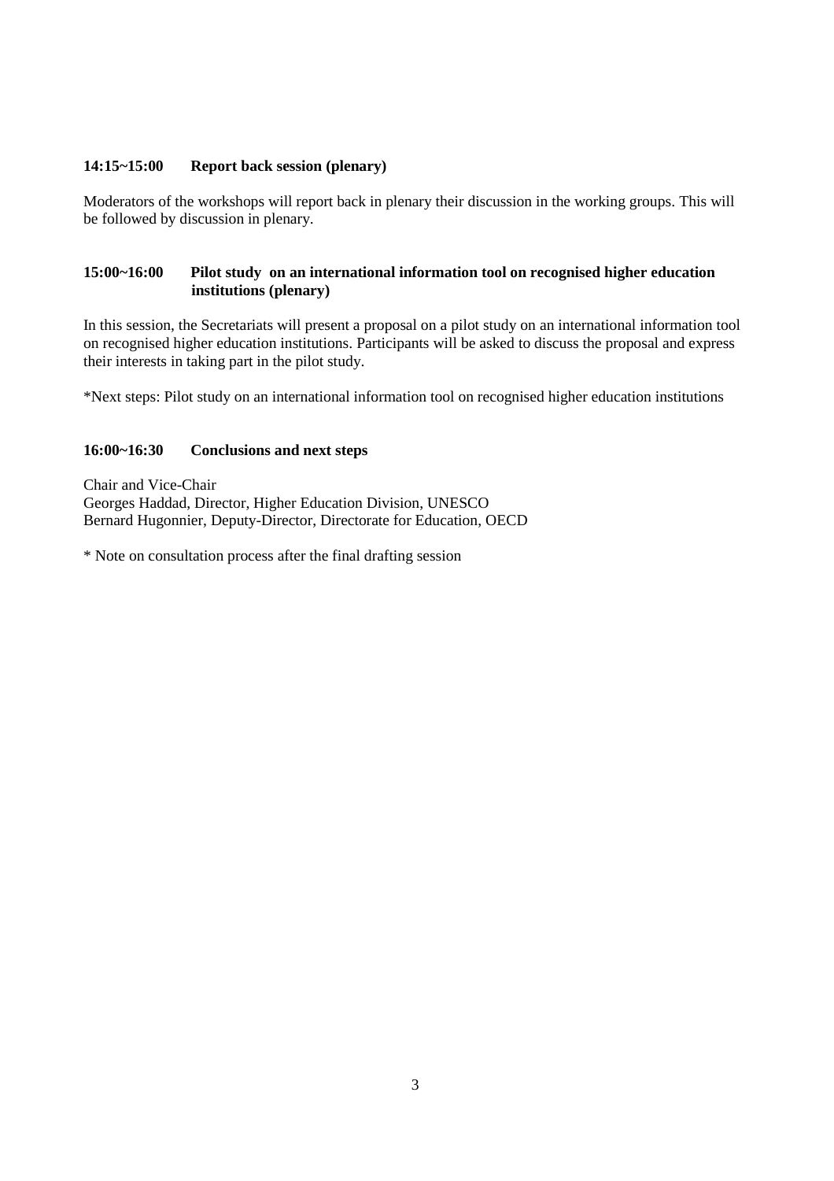**14:15~15:00 Report back session (plenary)**

Moderators of the workshops will report back in plenary their discussion in the working groups. This will be followed by discussion in plenary.

**15:00~16:00 Pilot study on an international information tool on recognised higher education institutions (plenary)**

In this session, the Secretariats will present a proposal on a pilot study on an international information tool on recognised higher education institutions. Participants will be asked to discuss the proposal and express their interests in taking part in the pilot study.

*Next steps: Pilot study on an international information tool on recognised higher education institutions

**16:00~16:30 Conclusions and next steps**

Chair and Vice-Chair
Georges Haddad, Director, Higher Education Division, UNESCO
Bernard Hugonnier, Deputy-Director, Directorate for Education, OECD

* Note on consultation process after the final drafting session